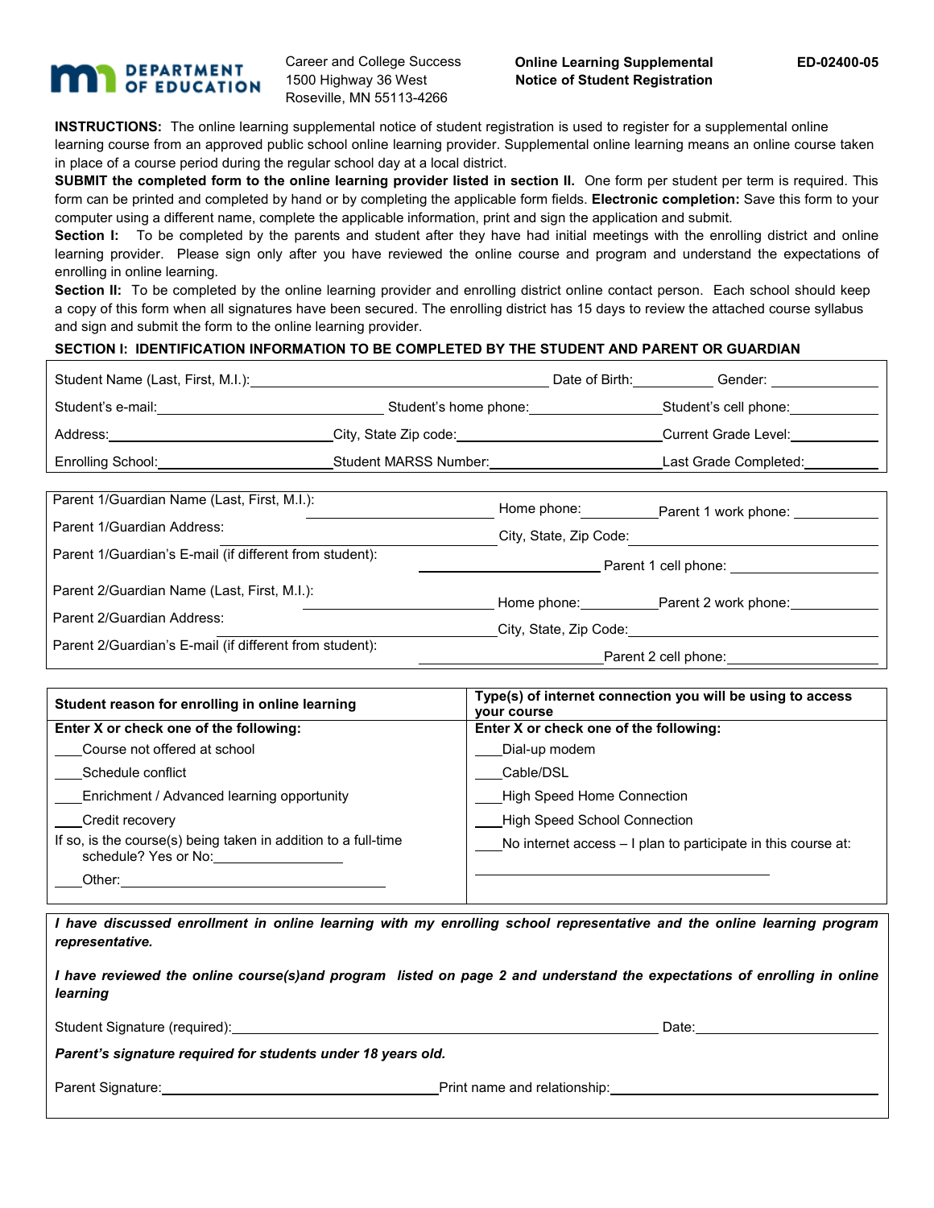**DEPARTMENT OF EDUCATION**

Career and College Success
1500 Highway 36 West
Roseville, MN 55113-4266

**Online Learning Supplemental Notice of Student Registration**

**ED-02400-05**

**INSTRUCTIONS:** The online learning supplemental notice of student registration is used to register for a supplemental online learning course from an approved public school online learning provider. Supplemental online learning means an online course taken in place of a course period during the regular school day at a local district.

**SUBMIT the completed form to the online learning provider listed in section II.** One form per student per term is required. This form can be printed and completed by hand or by completing the applicable form fields. **Electronic completion:** Save this form to your computer using a different name, complete the applicable information, print and sign the application and submit.

**Section I:** To be completed by the parents and student after they have had initial meetings with the enrolling district and online learning provider. Please sign only after you have reviewed the online course and program and understand the expectations of enrolling in online learning.

**Section II:** To be completed by the online learning provider and enrolling district online contact person. Each school should keep a copy of this form when all signatures have been secured. The enrolling district has 15 days to review the attached course syllabus and sign and submit the form to the online learning provider.

**SECTION I: IDENTIFICATION INFORMATION TO BE COMPLETED BY THE STUDENT AND PARENT OR GUARDIAN**

Student Name (Last, First, M.I.): ____________________ Date of Birth: ________ Gender: ________

Student's e-mail: ____________________ Student's home phone: ____________ Student's cell phone: ____________

Address: ____________________ City, State Zip code: ____________________ Current Grade Level: ________

Enrolling School: ____________________ Student MARSS Number: ____________________ Last Grade Completed: ________

Parent 1/Guardian Name (Last, First, M.I.): ____________________ Home phone: ________ Parent 1 work phone: ________

Parent 1/Guardian Address: ____________________ City, State, Zip Code: ____________________

Parent 1/Guardian's E-mail (if different from student): ____________________ Parent 1 cell phone: ____________

Parent 2/Guardian Name (Last, First, M.I.): ____________________ Home phone: ________ Parent 2 work phone: ________

Parent 2/Guardian Address: ____________________ City, State, Zip Code: ____________________

Parent 2/Guardian's E-mail (if different from student): ____________________ Parent 2 cell phone: ____________

| Student reason for enrolling in online learning | Type(s) of internet connection you will be using to access your course |
|---|---|
| **Enter X or check one of the following:** | **Enter X or check one of the following:** |
| ___Course not offered at school | ___Dial-up modem |
| ___Schedule conflict | ___Cable/DSL |
| ___Enrichment / Advanced learning opportunity | ___High Speed Home Connection |
| ___Credit recovery | ___High Speed School Connection |
| If so, is the course(s) being taken in addition to a full-time schedule? Yes or No: ________ | ___No internet access – I plan to participate in this course at: ____________________ |
| ___Other: ____________________ | |

***I have discussed enrollment in online learning with my enrolling school representative and the online learning program representative.***

***I have reviewed the online course(s)and program listed on page 2 and understand the expectations of enrolling in online learning***

Student Signature (required): ____________________________ Date: ____________

***Parent's signature required for students under 18 years old.***

Parent Signature: ____________________ Print name and relationship: ____________________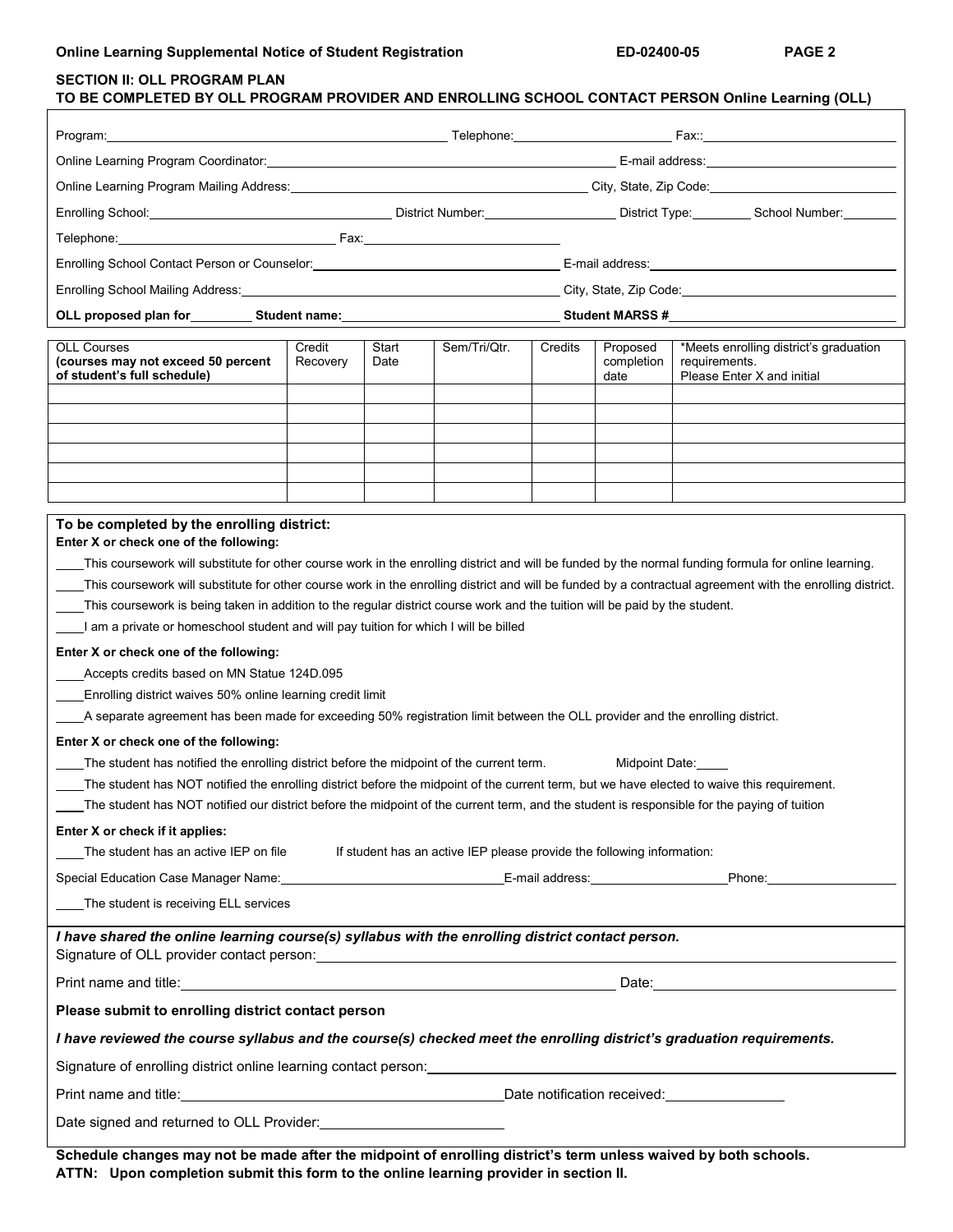## SECTION II: OLL PROGRAM PLAN

**TO BE COMPLETED BY OLL PROGRAM PROVIDER AND ENROLLING SCHOOL CONTACT PERSON Online Learning (OLL)**

Program: ______________________ Telephone: ______________ Fax:: ______________

Online Learning Program Coordinator: ______________________ E-mail address: ______________

Online Learning Program Mailing Address: ______________________ City, State, Zip Code: ______________

Enrolling School: ______________ District Number: __________ District Type: ______ School Number: ______

Telephone: ______________ Fax: ______________

Enrolling School Contact Person or Counselor: ______________________ E-mail address: ______________

Enrolling School Mailing Address: ______________________ City, State, Zip Code: ______________

**OLL proposed plan for** ______ **Student name:** ______________________ **Student MARSS #** ______________

| OLL Courses **(courses may not exceed 50 percent of student's full schedule)** | Credit Recovery | Start Date | Sem/Tri/Qtr. | Credits | Proposed completion date | *Meets enrolling district's graduation requirements. Please Enter X and initial |
|---|---|---|---|---|---|---|
| | | | | | | |
| | | | | | | |
| | | | | | | |
| | | | | | | |
| | | | | | | |
| | | | | | | |

**To be completed by the enrolling district:**

**Enter X or check one of the following:**

____This coursework will substitute for other course work in the enrolling district and will be funded by the normal funding formula for online learning.

____This coursework will substitute for other course work in the enrolling district and will be funded by a contractual agreement with the enrolling district.

____This coursework is being taken in addition to the regular district course work and the tuition will be paid by the student.

____I am a private or homeschool student and will pay tuition for which I will be billed

**Enter X or check one of the following:**

____Accepts credits based on MN Statue 124D.095

____Enrolling district waives 50% online learning credit limit

____A separate agreement has been made for exceeding 50% registration limit between the OLL provider and the enrolling district.

**Enter X or check one of the following:**

____The student has notified the enrolling district before the midpoint of the current term. Midpoint Date:____

____The student has NOT notified the enrolling district before the midpoint of the current term, but we have elected to waive this requirement.

____The student has NOT notified our district before the midpoint of the current term, and the student is responsible for the paying of tuition

**Enter X or check if it applies:**

____The student has an active IEP on file If student has an active IEP please provide the following information:

Special Education Case Manager Name: ______________________ E-mail address: ______________ Phone: ______________

____The student is receiving ELL services

***I have shared the online learning course(s) syllabus with the enrolling district contact person.***

Signature of OLL provider contact person: ______________________________________________

Print name and title: ______________________________ Date: ______________

**Please submit to enrolling district contact person**

***I have reviewed the course syllabus and the course(s) checked meet the enrolling district's graduation requirements.***

Signature of enrolling district online learning contact person: ______________________________________________

Print name and title: ______________________________ Date notification received: ______________

Date signed and returned to OLL Provider: ______________

**Schedule changes may not be made after the midpoint of enrolling district's term unless waived by both schools.**

**ATTN: Upon completion submit this form to the online learning provider in section II.**